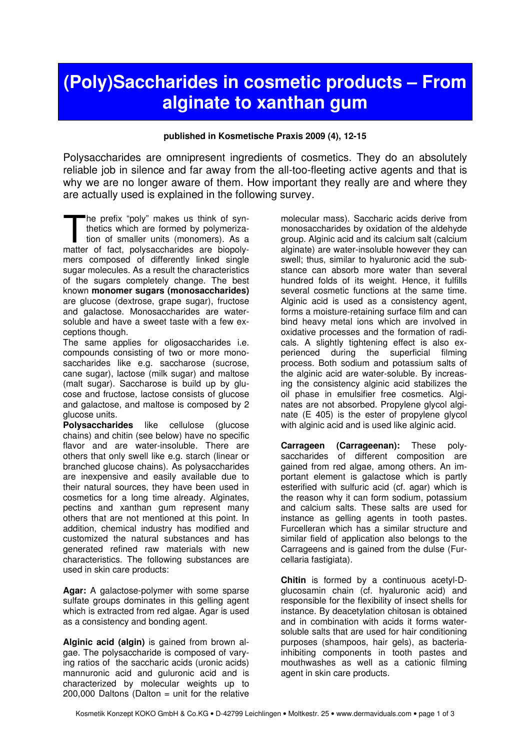# (Poly)Saccharides in cosmetic products – From alginate to xanthan gum

**published in Kosmetische Praxis 2009 (4), 12-15**

Polysaccharides are omnipresent ingredients of cosmetics. They do an absolutely reliable job in silence and far away from the all-too-fleeting active agents and that is why we are no longer aware of them. How important they really are and where they are actually used is explained in the following survey.

The prefix "poly" makes us think of synthetics which are formed by polymerization of smaller units (monomers). As a matter of fact, polysaccharides are biopolymers composed of differently linked single sugar molecules. As a result the characteristics of the sugars completely change. The best known **monomer sugars (monosaccharides)** are glucose (dextrose, grape sugar), fructose and galactose. Monosaccharides are water-soluble and have a sweet taste with a few exceptions though.

The same applies for oligosaccharides i.e. compounds consisting of two or more monosaccharides like e.g. saccharose (sucrose, cane sugar), lactose (milk sugar) and maltose (malt sugar). Saccharose is build up by glucose and fructose, lactose consists of glucose and galactose, and maltose is composed by 2 glucose units.

**Polysaccharides** like cellulose (glucose chains) and chitin (see below) have no specific flavor and are water-insoluble. There are others that only swell like e.g. starch (linear or branched glucose chains). As polysaccharides are inexpensive and easily available due to their natural sources, they have been used in cosmetics for a long time already. Alginates, pectins and xanthan gum represent many others that are not mentioned at this point. In addition, chemical industry has modified and customized the natural substances and has generated refined raw materials with new characteristics. The following substances are used in skin care products:

**Agar:** A galactose-polymer with some sparse sulfate groups dominates in this gelling agent which is extracted from red algae. Agar is used as a consistency and bonding agent.

**Alginic acid (algin)** is gained from brown algae. The polysaccharide is composed of varying ratios of the saccharic acids (uronic acids) mannuronic acid and guluronic acid and is characterized by molecular weights up to 200,000 Daltons (Dalton = unit for the relative molecular mass). Saccharic acids derive from monosaccharides by oxidation of the aldehyde group. Alginic acid and its calcium salt (calcium alginate) are water-insoluble however they can swell; thus, similar to hyaluronic acid the substance can absorb more water than several hundred folds of its weight. Hence, it fulfills several cosmetic functions at the same time. Alginic acid is used as a consistency agent, forms a moisture-retaining surface film and can bind heavy metal ions which are involved in oxidative processes and the formation of radicals. A slightly tightening effect is also experienced during the superficial filming process. Both sodium and potassium salts of the alginic acid are water-soluble. By increasing the consistency alginic acid stabilizes the oil phase in emulsifier free cosmetics. Alginates are not absorbed. Propylene glycol alginate (E 405) is the ester of propylene glycol with alginic acid and is used like alginic acid.

**Carrageen (Carrageenan):** These polysaccharides of different composition are gained from red algae, among others. An important element is galactose which is partly esterified with sulfuric acid (cf. agar) which is the reason why it can form sodium, potassium and calcium salts. These salts are used for instance as gelling agents in tooth pastes. Furcelleran which has a similar structure and similar field of application also belongs to the Carrageens and is gained from the dulse (Furcellaria fastigiata).

**Chitin** is formed by a continuous acetyl-D-glucosamin chain (cf. hyaluronic acid) and responsible for the flexibility of insect shells for instance. By deacetylation chitosan is obtained and in combination with acids it forms water-soluble salts that are used for hair conditioning purposes (shampoos, hair gels), as bacteria-inhibiting components in tooth pastes and mouthwashes as well as a cationic filming agent in skin care products.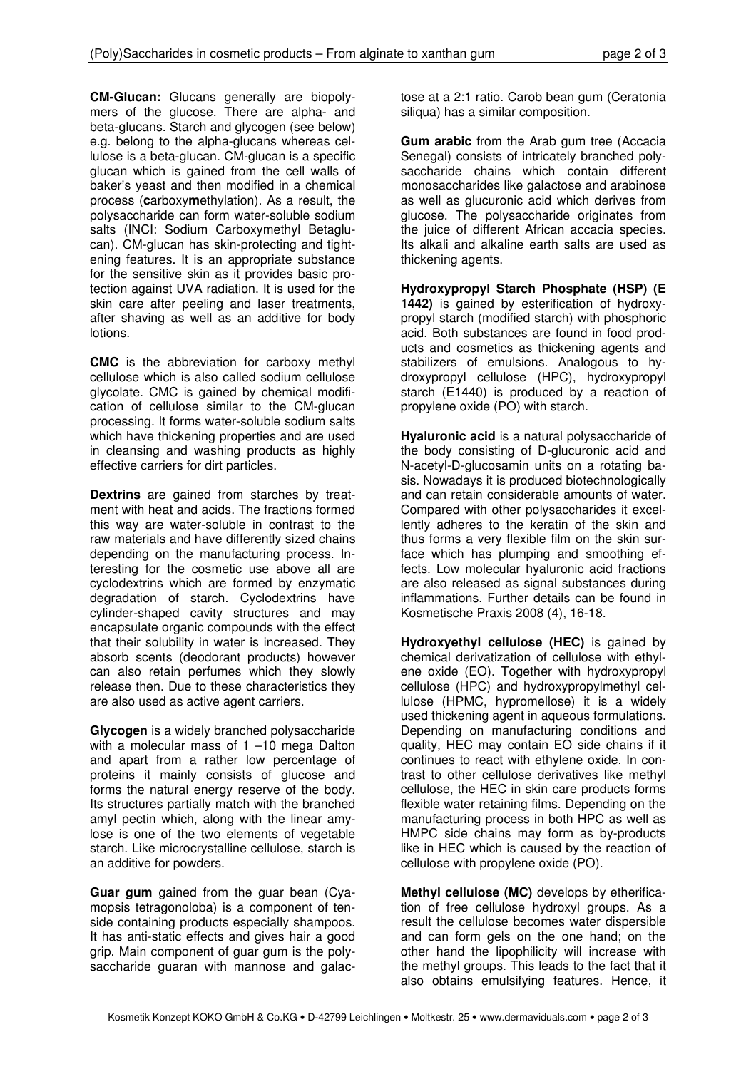**CM-Glucan:** Glucans generally are biopolymers of the glucose. There are alpha- and beta-glucans. Starch and glycogen (see below) e.g. belong to the alpha-glucans whereas cellulose is a beta-glucan. CM-glucan is a specific glucan which is gained from the cell walls of baker's yeast and then modified in a chemical process (**c**arboxy**m**ethylation). As a result, the polysaccharide can form water-soluble sodium salts (INCI: Sodium Carboxymethyl Betaglucan). CM-glucan has skin-protecting and tightening features. It is an appropriate substance for the sensitive skin as it provides basic protection against UVA radiation. It is used for the skin care after peeling and laser treatments, after shaving as well as an additive for body lotions.

**CMC** is the abbreviation for carboxy methyl cellulose which is also called sodium cellulose glycolate. CMC is gained by chemical modification of cellulose similar to the CM-glucan processing. It forms water-soluble sodium salts which have thickening properties and are used in cleansing and washing products as highly effective carriers for dirt particles.

**Dextrins** are gained from starches by treatment with heat and acids. The fractions formed this way are water-soluble in contrast to the raw materials and have differently sized chains depending on the manufacturing process. Interesting for the cosmetic use above all are cyclodextrins which are formed by enzymatic degradation of starch. Cyclodextrins have cylinder-shaped cavity structures and may encapsulate organic compounds with the effect that their solubility in water is increased. They absorb scents (deodorant products) however can also retain perfumes which they slowly release then. Due to these characteristics they are also used as active agent carriers.

**Glycogen** is a widely branched polysaccharide with a molecular mass of 1 –10 mega Dalton and apart from a rather low percentage of proteins it mainly consists of glucose and forms the natural energy reserve of the body. Its structures partially match with the branched amyl pectin which, along with the linear amylose is one of the two elements of vegetable starch. Like microcrystalline cellulose, starch is an additive for powders.

**Guar gum** gained from the guar bean (Cyamopsis tetragonoloba) is a component of tenside containing products especially shampoos. It has anti-static effects and gives hair a good grip. Main component of guar gum is the polysaccharide guaran with mannose and galactose at a 2:1 ratio. Carob bean gum (Ceratonia siliqua) has a similar composition.

**Gum arabic** from the Arab gum tree (Accacia Senegal) consists of intricately branched polysaccharide chains which contain different monosaccharides like galactose and arabinose as well as glucuronic acid which derives from glucose. The polysaccharide originates from the juice of different African accacia species. Its alkali and alkaline earth salts are used as thickening agents.

**Hydroxypropyl Starch Phosphate (HSP) (E 1442)** is gained by esterification of hydroxypropyl starch (modified starch) with phosphoric acid. Both substances are found in food products and cosmetics as thickening agents and stabilizers of emulsions. Analogous to hydroxypropyl cellulose (HPC), hydroxypropyl starch (E1440) is produced by a reaction of propylene oxide (PO) with starch.

**Hyaluronic acid** is a natural polysaccharide of the body consisting of D-glucuronic acid and N-acetyl-D-glucosamin units on a rotating basis. Nowadays it is produced biotechnologically and can retain considerable amounts of water. Compared with other polysaccharides it excellently adheres to the keratin of the skin and thus forms a very flexible film on the skin surface which has plumping and smoothing effects. Low molecular hyaluronic acid fractions are also released as signal substances during inflammations. Further details can be found in Kosmetische Praxis 2008 (4), 16-18.

**Hydroxyethyl cellulose (HEC)** is gained by chemical derivatization of cellulose with ethylene oxide (EO). Together with hydroxypropyl cellulose (HPC) and hydroxypropylmethyl cellulose (HPMC, hypromellose) it is a widely used thickening agent in aqueous formulations. Depending on manufacturing conditions and quality, HEC may contain EO side chains if it continues to react with ethylene oxide. In contrast to other cellulose derivatives like methyl cellulose, the HEC in skin care products forms flexible water retaining films. Depending on the manufacturing process in both HPC as well as HMPC side chains may form as by-products like in HEC which is caused by the reaction of cellulose with propylene oxide (PO).

**Methyl cellulose (MC)** develops by etherification of free cellulose hydroxyl groups. As a result the cellulose becomes water dispersible and can form gels on the one hand; on the other hand the lipophilicity will increase with the methyl groups. This leads to the fact that it also obtains emulsifying features. Hence, it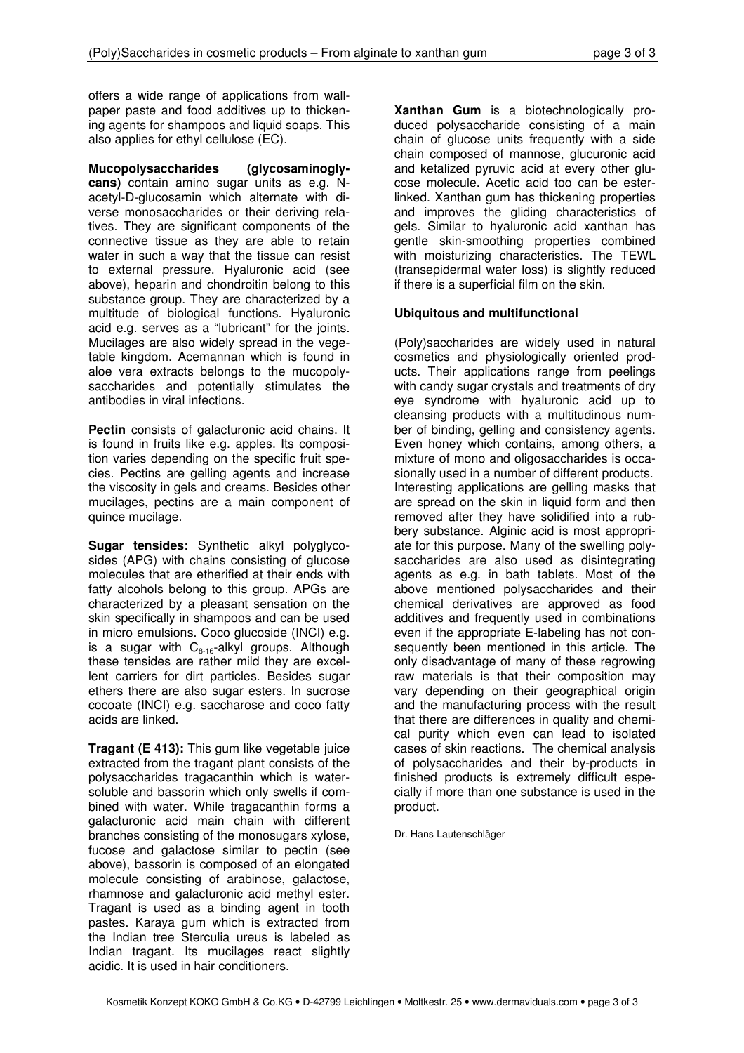offers a wide range of applications from wallpaper paste and food additives up to thickening agents for shampoos and liquid soaps. This also applies for ethyl cellulose (EC).

**Mucopolysaccharides (glycosaminoglycans)** contain amino sugar units as e.g. N-acetyl-D-glucosamin which alternate with diverse monosaccharides or their deriving relatives. They are significant components of the connective tissue as they are able to retain water in such a way that the tissue can resist to external pressure. Hyaluronic acid (see above), heparin and chondroitin belong to this substance group. They are characterized by a multitude of biological functions. Hyaluronic acid e.g. serves as a "lubricant" for the joints. Mucilages are also widely spread in the vegetable kingdom. Acemannan which is found in aloe vera extracts belongs to the mucopolysaccharides and potentially stimulates the antibodies in viral infections.

**Pectin** consists of galacturonic acid chains. It is found in fruits like e.g. apples. Its composition varies depending on the specific fruit species. Pectins are gelling agents and increase the viscosity in gels and creams. Besides other mucilages, pectins are a main component of quince mucilage.

**Sugar tensides:** Synthetic alkyl polyglycosides (APG) with chains consisting of glucose molecules that are etherified at their ends with fatty alcohols belong to this group. APGs are characterized by a pleasant sensation on the skin specifically in shampoos and can be used in micro emulsions. Coco glucoside (INCI) e.g. is a sugar with $C_{8-16}$-alkyl groups. Although these tensides are rather mild they are excellent carriers for dirt particles. Besides sugar ethers there are also sugar esters. In sucrose cocoate (INCI) e.g. saccharose and coco fatty acids are linked.

**Tragant (E 413):** This gum like vegetable juice extracted from the tragant plant consists of the polysaccharides tragacanthin which is water-soluble and bassorin which only swells if combined with water. While tragacanthin forms a galacturonic acid main chain with different branches consisting of the monosugars xylose, fucose and galactose similar to pectin (see above), bassorin is composed of an elongated molecule consisting of arabinose, galactose, rhamnose and galacturonic acid methyl ester. Tragant is used as a binding agent in tooth pastes. Karaya gum which is extracted from the Indian tree Sterculia ureus is labeled as Indian tragant. Its mucilages react slightly acidic. It is used in hair conditioners.

**Xanthan Gum** is a biotechnologically produced polysaccharide consisting of a main chain of glucose units frequently with a side chain composed of mannose, glucuronic acid and ketalized pyruvic acid at every other glucose molecule. Acetic acid too can be ester-linked. Xanthan gum has thickening properties and improves the gliding characteristics of gels. Similar to hyaluronic acid xanthan has gentle skin-smoothing properties combined with moisturizing characteristics. The TEWL (transepidermal water loss) is slightly reduced if there is a superficial film on the skin.

**Ubiquitous and multifunctional**

(Poly)saccharides are widely used in natural cosmetics and physiologically oriented products. Their applications range from peelings with candy sugar crystals and treatments of dry eye syndrome with hyaluronic acid up to cleansing products with a multitudinous number of binding, gelling and consistency agents. Even honey which contains, among others, a mixture of mono and oligosaccharides is occasionally used in a number of different products. Interesting applications are gelling masks that are spread on the skin in liquid form and then removed after they have solidified into a rubbery substance. Alginic acid is most appropriate for this purpose. Many of the swelling polysaccharides are also used as disintegrating agents as e.g. in bath tablets. Most of the above mentioned polysaccharides and their chemical derivatives are approved as food additives and frequently used in combinations even if the appropriate E-labeling has not consequently been mentioned in this article. The only disadvantage of many of these regrowing raw materials is that their composition may vary depending on their geographical origin and the manufacturing process with the result that there are differences in quality and chemical purity which even can lead to isolated cases of skin reactions. The chemical analysis of polysaccharides and their by-products in finished products is extremely difficult especially if more than one substance is used in the product.

Dr. Hans Lautenschläger